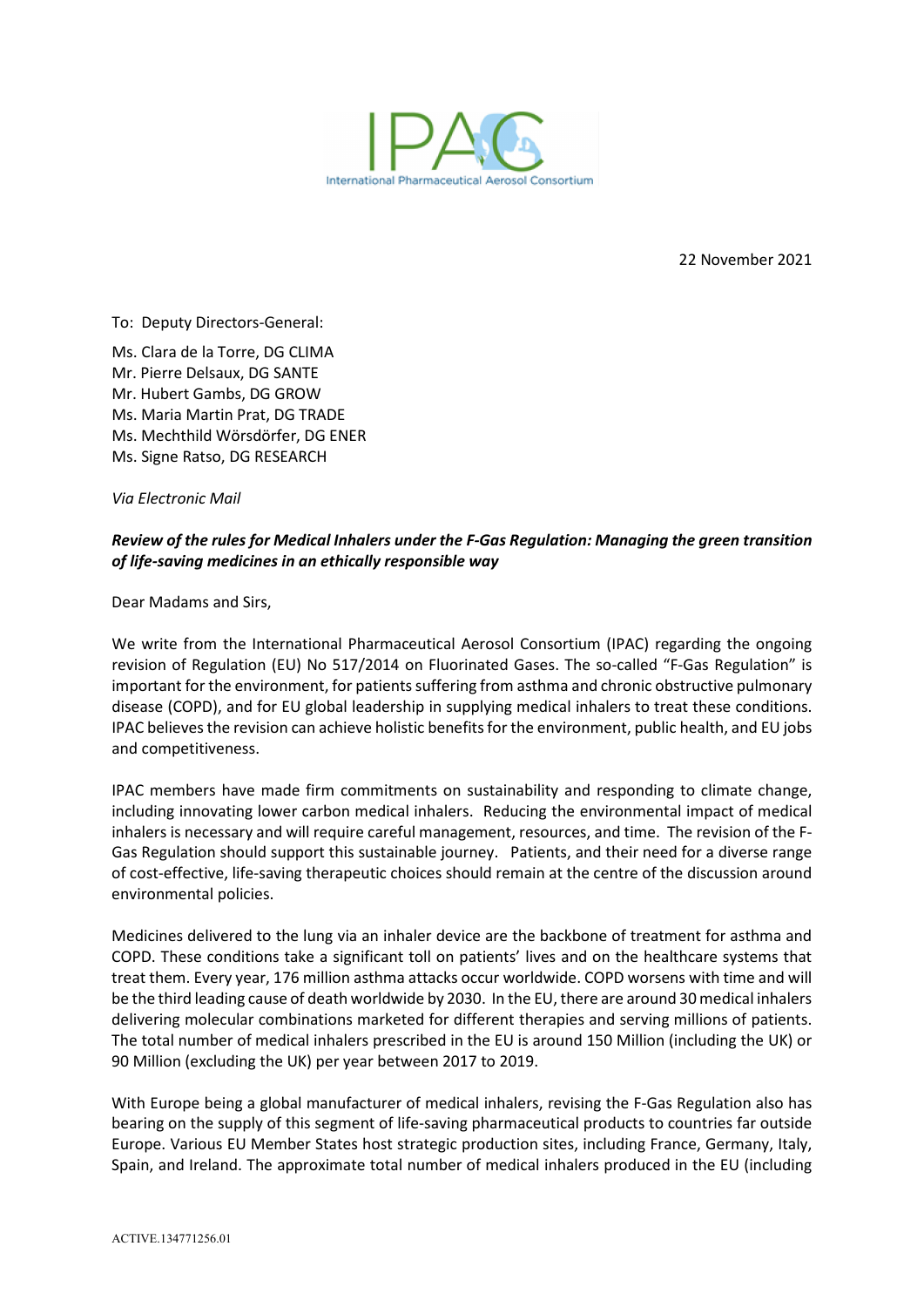IPAC
International Pharmaceutical Aerosol Consortium

22 November 2021

To: Deputy Directors-General:

Ms. Clara de la Torre, DG CLIMA
Mr. Pierre Delsaux, DG SANTE
Mr. Hubert Gambs, DG GROW
Ms. Maria Martin Prat, DG TRADE
Ms. Mechthild Wörsdörfer, DG ENER
Ms. Signe Ratso, DG RESEARCH

*Via Electronic Mail*

***Review of the rules for Medical Inhalers under the F-Gas Regulation: Managing the green transition of life-saving medicines in an ethically responsible way***

Dear Madams and Sirs,

We write from the International Pharmaceutical Aerosol Consortium (IPAC) regarding the ongoing revision of Regulation (EU) No 517/2014 on Fluorinated Gases. The so-called "F-Gas Regulation" is important for the environment, for patients suffering from asthma and chronic obstructive pulmonary disease (COPD), and for EU global leadership in supplying medical inhalers to treat these conditions. IPAC believes the revision can achieve holistic benefits for the environment, public health, and EU jobs and competitiveness.

IPAC members have made firm commitments on sustainability and responding to climate change, including innovating lower carbon medical inhalers. Reducing the environmental impact of medical inhalers is necessary and will require careful management, resources, and time. The revision of the F-Gas Regulation should support this sustainable journey. Patients, and their need for a diverse range of cost-effective, life-saving therapeutic choices should remain at the centre of the discussion around environmental policies.

Medicines delivered to the lung via an inhaler device are the backbone of treatment for asthma and COPD. These conditions take a significant toll on patients' lives and on the healthcare systems that treat them. Every year, 176 million asthma attacks occur worldwide. COPD worsens with time and will be the third leading cause of death worldwide by 2030. In the EU, there are around 30 medical inhalers delivering molecular combinations marketed for different therapies and serving millions of patients. The total number of medical inhalers prescribed in the EU is around 150 Million (including the UK) or 90 Million (excluding the UK) per year between 2017 to 2019.

With Europe being a global manufacturer of medical inhalers, revising the F-Gas Regulation also has bearing on the supply of this segment of life-saving pharmaceutical products to countries far outside Europe. Various EU Member States host strategic production sites, including France, Germany, Italy, Spain, and Ireland. The approximate total number of medical inhalers produced in the EU (including

ACTIVE.134771256.01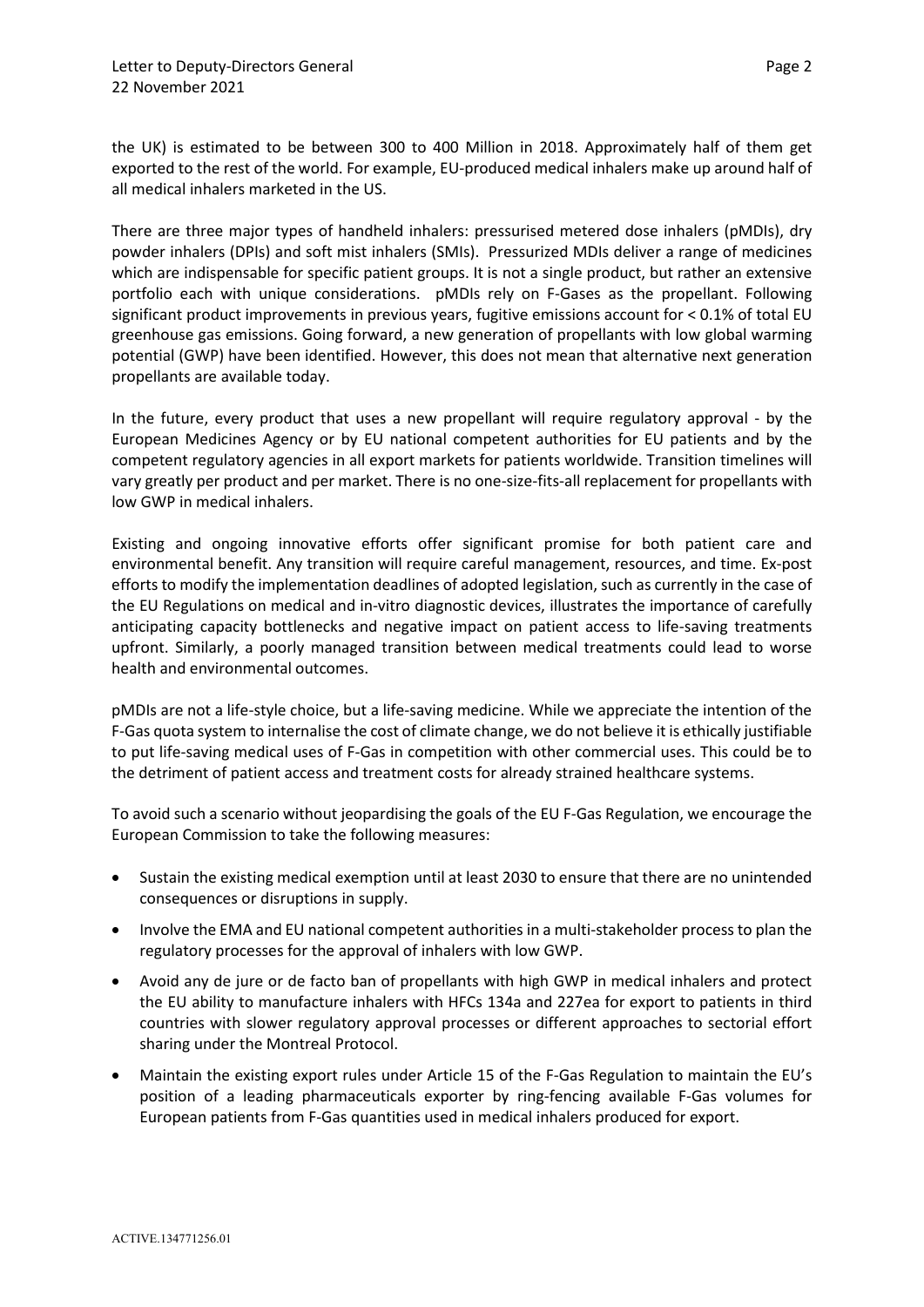the UK) is estimated to be between 300 to 400 Million in 2018. Approximately half of them get exported to the rest of the world. For example, EU-produced medical inhalers make up around half of all medical inhalers marketed in the US.

There are three major types of handheld inhalers: pressurised metered dose inhalers (pMDIs), dry powder inhalers (DPIs) and soft mist inhalers (SMIs). Pressurized MDIs deliver a range of medicines which are indispensable for specific patient groups. It is not a single product, but rather an extensive portfolio each with unique considerations. pMDIs rely on F-Gases as the propellant. Following significant product improvements in previous years, fugitive emissions account for < 0.1% of total EU greenhouse gas emissions. Going forward, a new generation of propellants with low global warming potential (GWP) have been identified. However, this does not mean that alternative next generation propellants are available today.

In the future, every product that uses a new propellant will require regulatory approval - by the European Medicines Agency or by EU national competent authorities for EU patients and by the competent regulatory agencies in all export markets for patients worldwide. Transition timelines will vary greatly per product and per market. There is no one-size-fits-all replacement for propellants with low GWP in medical inhalers.

Existing and ongoing innovative efforts offer significant promise for both patient care and environmental benefit. Any transition will require careful management, resources, and time. Ex-post efforts to modify the implementation deadlines of adopted legislation, such as currently in the case of the EU Regulations on medical and in-vitro diagnostic devices, illustrates the importance of carefully anticipating capacity bottlenecks and negative impact on patient access to life-saving treatments upfront. Similarly, a poorly managed transition between medical treatments could lead to worse health and environmental outcomes.

pMDIs are not a life-style choice, but a life-saving medicine. While we appreciate the intention of the F-Gas quota system to internalise the cost of climate change, we do not believe it is ethically justifiable to put life-saving medical uses of F-Gas in competition with other commercial uses. This could be to the detriment of patient access and treatment costs for already strained healthcare systems.

To avoid such a scenario without jeopardising the goals of the EU F-Gas Regulation, we encourage the European Commission to take the following measures:

- Sustain the existing medical exemption until at least 2030 to ensure that there are no unintended consequences or disruptions in supply.
- Involve the EMA and EU national competent authorities in a multi-stakeholder process to plan the regulatory processes for the approval of inhalers with low GWP.
- Avoid any de jure or de facto ban of propellants with high GWP in medical inhalers and protect the EU ability to manufacture inhalers with HFCs 134a and 227ea for export to patients in third countries with slower regulatory approval processes or different approaches to sectorial effort sharing under the Montreal Protocol.
- Maintain the existing export rules under Article 15 of the F-Gas Regulation to maintain the EU's position of a leading pharmaceuticals exporter by ring-fencing available F-Gas volumes for European patients from F-Gas quantities used in medical inhalers produced for export.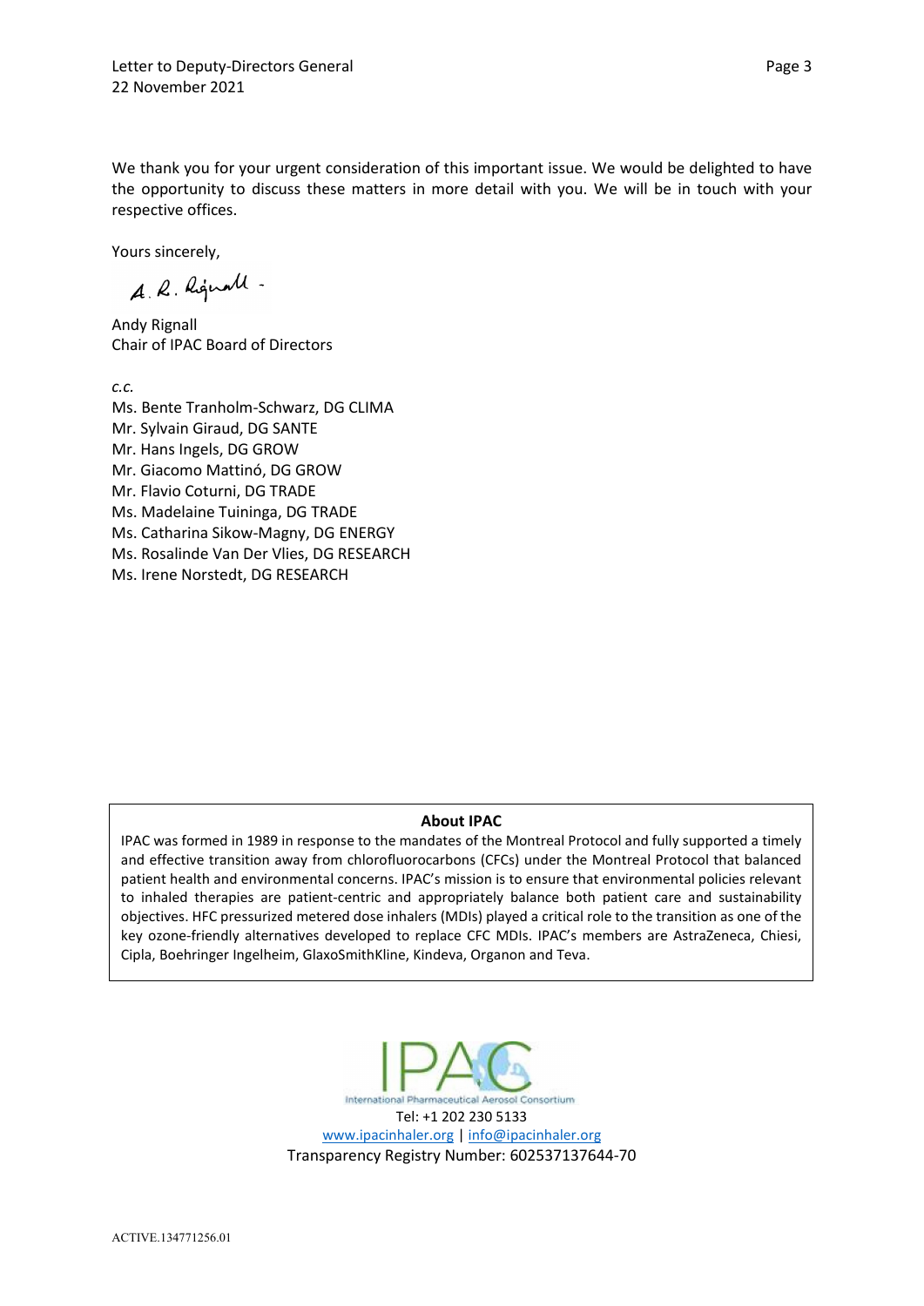We thank you for your urgent consideration of this important issue. We would be delighted to have the opportunity to discuss these matters in more detail with you. We will be in touch with your respective offices.

Yours sincerely,

A. R. Rignall

Andy Rignall
Chair of IPAC Board of Directors

*c.c.*

Ms. Bente Tranholm-Schwarz, DG CLIMA
Mr. Sylvain Giraud, DG SANTE
Mr. Hans Ingels, DG GROW
Mr. Giacomo Mattinó, DG GROW
Mr. Flavio Coturni, DG TRADE
Ms. Madelaine Tuininga, DG TRADE
Ms. Catharina Sikow-Magny, DG ENERGY
Ms. Rosalinde Van Der Vlies, DG RESEARCH
Ms. Irene Norstedt, DG RESEARCH

**About IPAC**

IPAC was formed in 1989 in response to the mandates of the Montreal Protocol and fully supported a timely and effective transition away from chlorofluorocarbons (CFCs) under the Montreal Protocol that balanced patient health and environmental concerns. IPAC's mission is to ensure that environmental policies relevant to inhaled therapies are patient-centric and appropriately balance both patient care and sustainability objectives. HFC pressurized metered dose inhalers (MDIs) played a critical role to the transition as one of the key ozone-friendly alternatives developed to replace CFC MDIs. IPAC's members are AstraZeneca, Chiesi, Cipla, Boehringer Ingelheim, GlaxoSmithKline, Kindeva, Organon and Teva.

IPAC
International Pharmaceutical Aerosol Consortium

Tel: +1 202 230 5133
www.ipacinhaler.org | info@ipacinhaler.org
Transparency Registry Number: 602537137644-70

ACTIVE.134771256.01